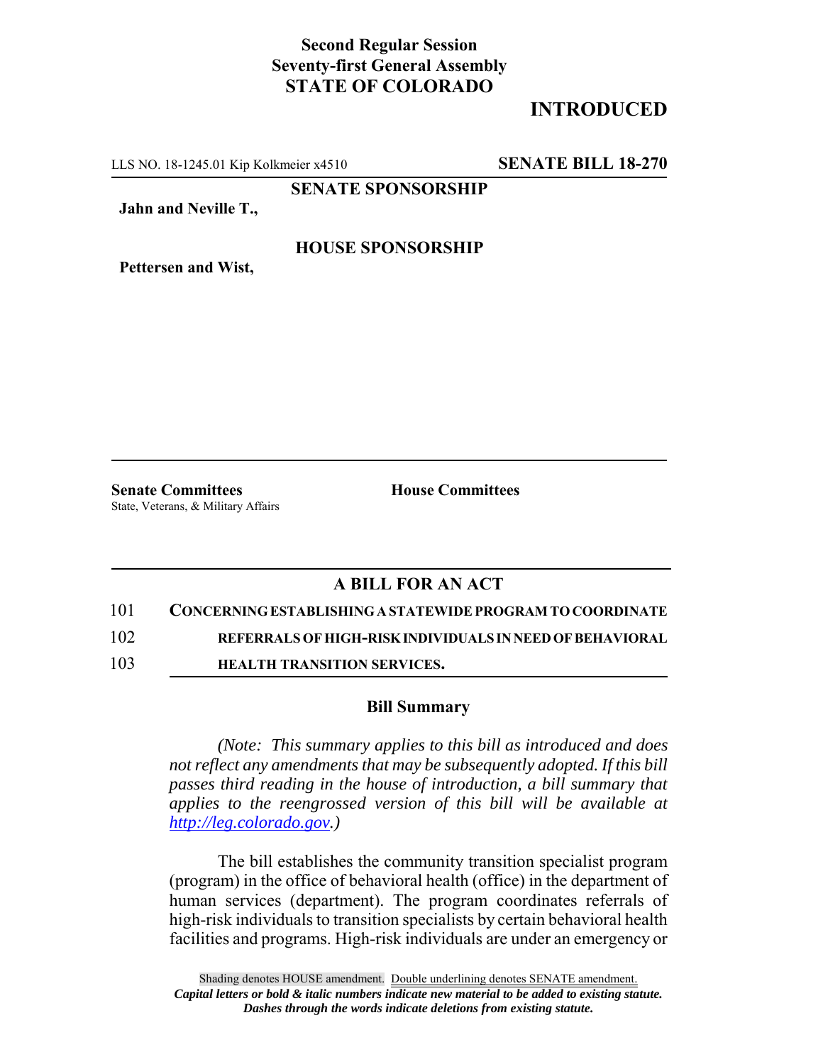**Second Regular Session**
**Seventy-first General Assembly**
**STATE OF COLORADO**

# INTRODUCED

LLS NO. 18-1245.01 Kip Kolkmeier x4510 **SENATE BILL 18-270**

**SENATE SPONSORSHIP**

**Jahn and Neville T.,**

**HOUSE SPONSORSHIP**

**Pettersen and Wist,**

**Senate Committees**
State, Veterans, & Military Affairs

**House Committees**

## A BILL FOR AN ACT

101 **CONCERNING ESTABLISHING A STATEWIDE PROGRAM TO COORDINATE**
102 **REFERRALS OF HIGH-RISK INDIVIDUALS IN NEED OF BEHAVIORAL**
103 **HEALTH TRANSITION SERVICES.**

### Bill Summary

*(Note: This summary applies to this bill as introduced and does not reflect any amendments that may be subsequently adopted. If this bill passes third reading in the house of introduction, a bill summary that applies to the reengrossed version of this bill will be available at http://leg.colorado.gov.)*

The bill establishes the community transition specialist program (program) in the office of behavioral health (office) in the department of human services (department). The program coordinates referrals of high-risk individuals to transition specialists by certain behavioral health facilities and programs. High-risk individuals are under an emergency or

Shading denotes HOUSE amendment. Double underlining denotes SENATE amendment.
*Capital letters or bold & italic numbers indicate new material to be added to existing statute.*
*Dashes through the words indicate deletions from existing statute.*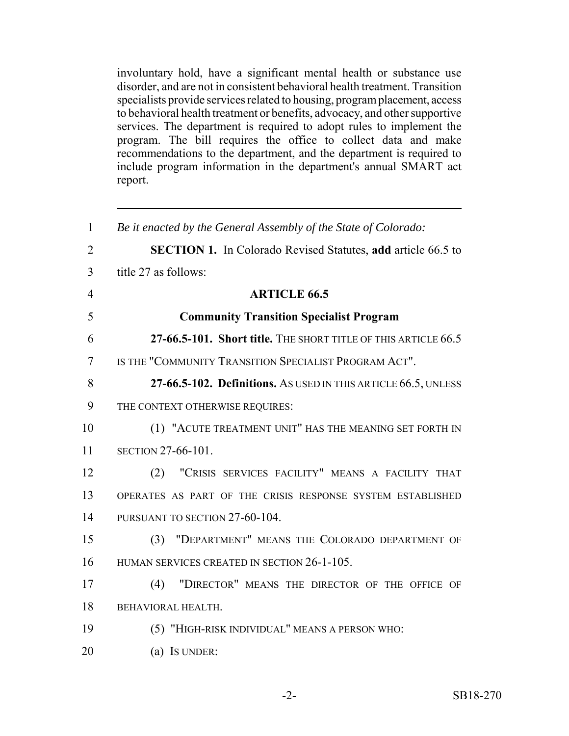involuntary hold, have a significant mental health or substance use disorder, and are not in consistent behavioral health treatment. Transition specialists provide services related to housing, program placement, access to behavioral health treatment or benefits, advocacy, and other supportive services. The department is required to adopt rules to implement the program. The bill requires the office to collect data and make recommendations to the department, and the department is required to include program information in the department's annual SMART act report.

---

1 *Be it enacted by the General Assembly of the State of Colorado:*

2 **SECTION 1.** In Colorado Revised Statutes, **add** article 66.5 to
3 title 27 as follows:

4 **ARTICLE 66.5**

5 **Community Transition Specialist Program**

6 **27-66.5-101. Short title.** THE SHORT TITLE OF THIS ARTICLE 66.5
7 IS THE "COMMUNITY TRANSITION SPECIALIST PROGRAM ACT".

8 **27-66.5-102. Definitions.** AS USED IN THIS ARTICLE 66.5, UNLESS
9 THE CONTEXT OTHERWISE REQUIRES:

10 (1) "ACUTE TREATMENT UNIT" HAS THE MEANING SET FORTH IN
11 SECTION 27-66-101.

12 (2) "CRISIS SERVICES FACILITY" MEANS A FACILITY THAT
13 OPERATES AS PART OF THE CRISIS RESPONSE SYSTEM ESTABLISHED
14 PURSUANT TO SECTION 27-60-104.

15 (3) "DEPARTMENT" MEANS THE COLORADO DEPARTMENT OF
16 HUMAN SERVICES CREATED IN SECTION 26-1-105.

17 (4) "DIRECTOR" MEANS THE DIRECTOR OF THE OFFICE OF
18 BEHAVIORAL HEALTH.

19 (5) "HIGH-RISK INDIVIDUAL" MEANS A PERSON WHO:

20 (a) IS UNDER: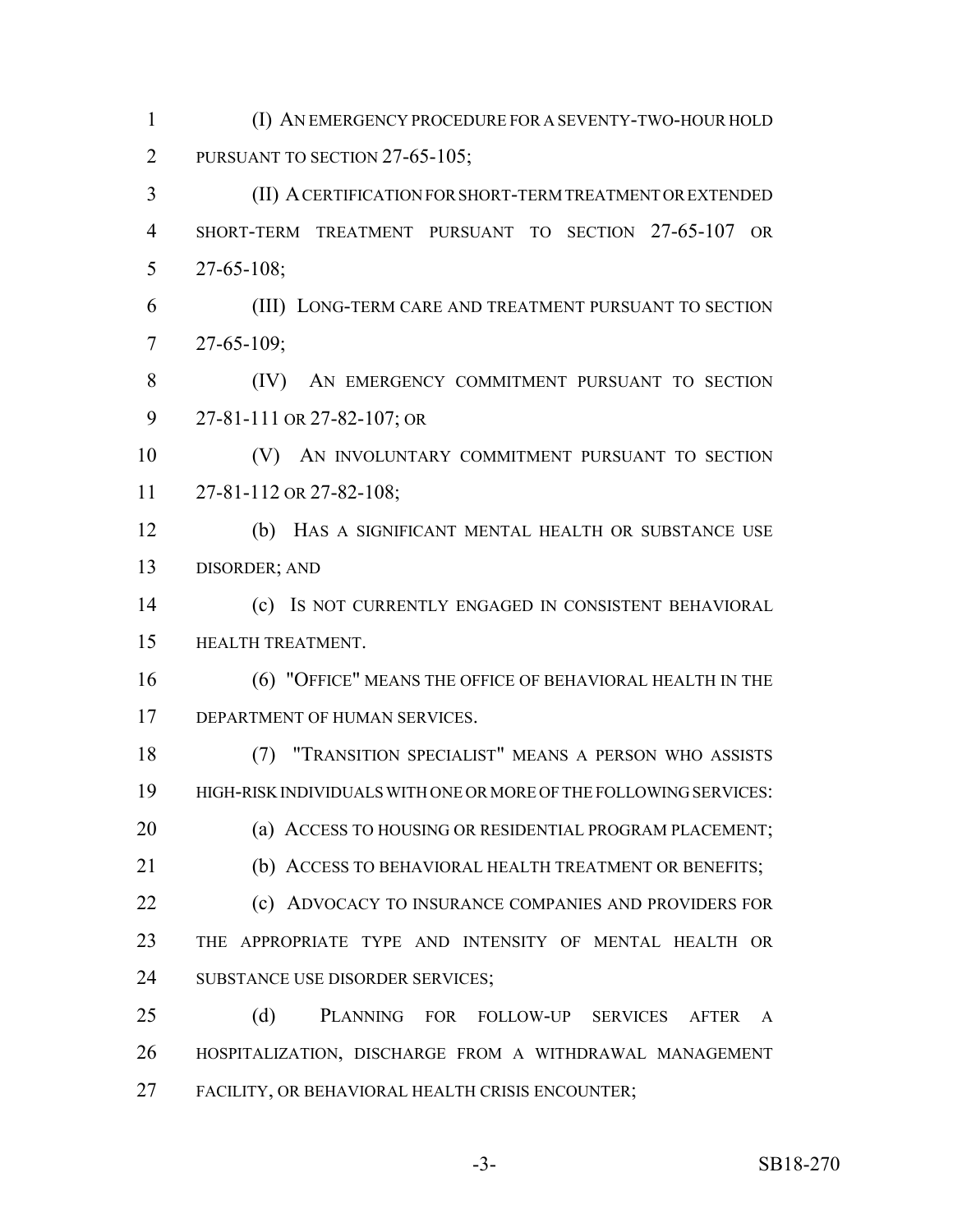(I) AN EMERGENCY PROCEDURE FOR A SEVENTY-TWO-HOUR HOLD PURSUANT TO SECTION 27-65-105;

(II) A CERTIFICATION FOR SHORT-TERM TREATMENT OR EXTENDED SHORT-TERM TREATMENT PURSUANT TO SECTION 27-65-107 OR 27-65-108;

(III) LONG-TERM CARE AND TREATMENT PURSUANT TO SECTION 27-65-109;

(IV) AN EMERGENCY COMMITMENT PURSUANT TO SECTION 27-81-111 OR 27-82-107; OR

(V) AN INVOLUNTARY COMMITMENT PURSUANT TO SECTION 27-81-112 OR 27-82-108;

(b) HAS A SIGNIFICANT MENTAL HEALTH OR SUBSTANCE USE DISORDER; AND

(c) IS NOT CURRENTLY ENGAGED IN CONSISTENT BEHAVIORAL HEALTH TREATMENT.

(6) "OFFICE" MEANS THE OFFICE OF BEHAVIORAL HEALTH IN THE DEPARTMENT OF HUMAN SERVICES.

(7) "TRANSITION SPECIALIST" MEANS A PERSON WHO ASSISTS HIGH-RISK INDIVIDUALS WITH ONE OR MORE OF THE FOLLOWING SERVICES:

(a) ACCESS TO HOUSING OR RESIDENTIAL PROGRAM PLACEMENT;

(b) ACCESS TO BEHAVIORAL HEALTH TREATMENT OR BENEFITS;

(c) ADVOCACY TO INSURANCE COMPANIES AND PROVIDERS FOR THE APPROPRIATE TYPE AND INTENSITY OF MENTAL HEALTH OR SUBSTANCE USE DISORDER SERVICES;

(d) PLANNING FOR FOLLOW-UP SERVICES AFTER A HOSPITALIZATION, DISCHARGE FROM A WITHDRAWAL MANAGEMENT FACILITY, OR BEHAVIORAL HEALTH CRISIS ENCOUNTER;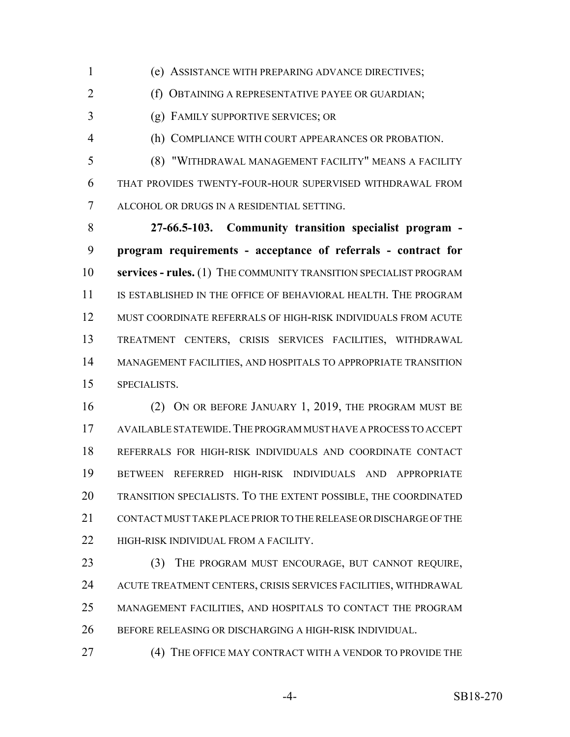(e) ASSISTANCE WITH PREPARING ADVANCE DIRECTIVES;

(f) OBTAINING A REPRESENTATIVE PAYEE OR GUARDIAN;

(g) FAMILY SUPPORTIVE SERVICES; OR

(h) COMPLIANCE WITH COURT APPEARANCES OR PROBATION.

(8) "WITHDRAWAL MANAGEMENT FACILITY" MEANS A FACILITY THAT PROVIDES TWENTY-FOUR-HOUR SUPERVISED WITHDRAWAL FROM ALCOHOL OR DRUGS IN A RESIDENTIAL SETTING.

**27-66.5-103. Community transition specialist program - program requirements - acceptance of referrals - contract for services - rules.** (1) THE COMMUNITY TRANSITION SPECIALIST PROGRAM IS ESTABLISHED IN THE OFFICE OF BEHAVIORAL HEALTH. THE PROGRAM MUST COORDINATE REFERRALS OF HIGH-RISK INDIVIDUALS FROM ACUTE TREATMENT CENTERS, CRISIS SERVICES FACILITIES, WITHDRAWAL MANAGEMENT FACILITIES, AND HOSPITALS TO APPROPRIATE TRANSITION SPECIALISTS.

(2) ON OR BEFORE JANUARY 1, 2019, THE PROGRAM MUST BE AVAILABLE STATEWIDE. THE PROGRAM MUST HAVE A PROCESS TO ACCEPT REFERRALS FOR HIGH-RISK INDIVIDUALS AND COORDINATE CONTACT BETWEEN REFERRED HIGH-RISK INDIVIDUALS AND APPROPRIATE TRANSITION SPECIALISTS. TO THE EXTENT POSSIBLE, THE COORDINATED CONTACT MUST TAKE PLACE PRIOR TO THE RELEASE OR DISCHARGE OF THE HIGH-RISK INDIVIDUAL FROM A FACILITY.

(3) THE PROGRAM MUST ENCOURAGE, BUT CANNOT REQUIRE, ACUTE TREATMENT CENTERS, CRISIS SERVICES FACILITIES, WITHDRAWAL MANAGEMENT FACILITIES, AND HOSPITALS TO CONTACT THE PROGRAM BEFORE RELEASING OR DISCHARGING A HIGH-RISK INDIVIDUAL.

(4) THE OFFICE MAY CONTRACT WITH A VENDOR TO PROVIDE THE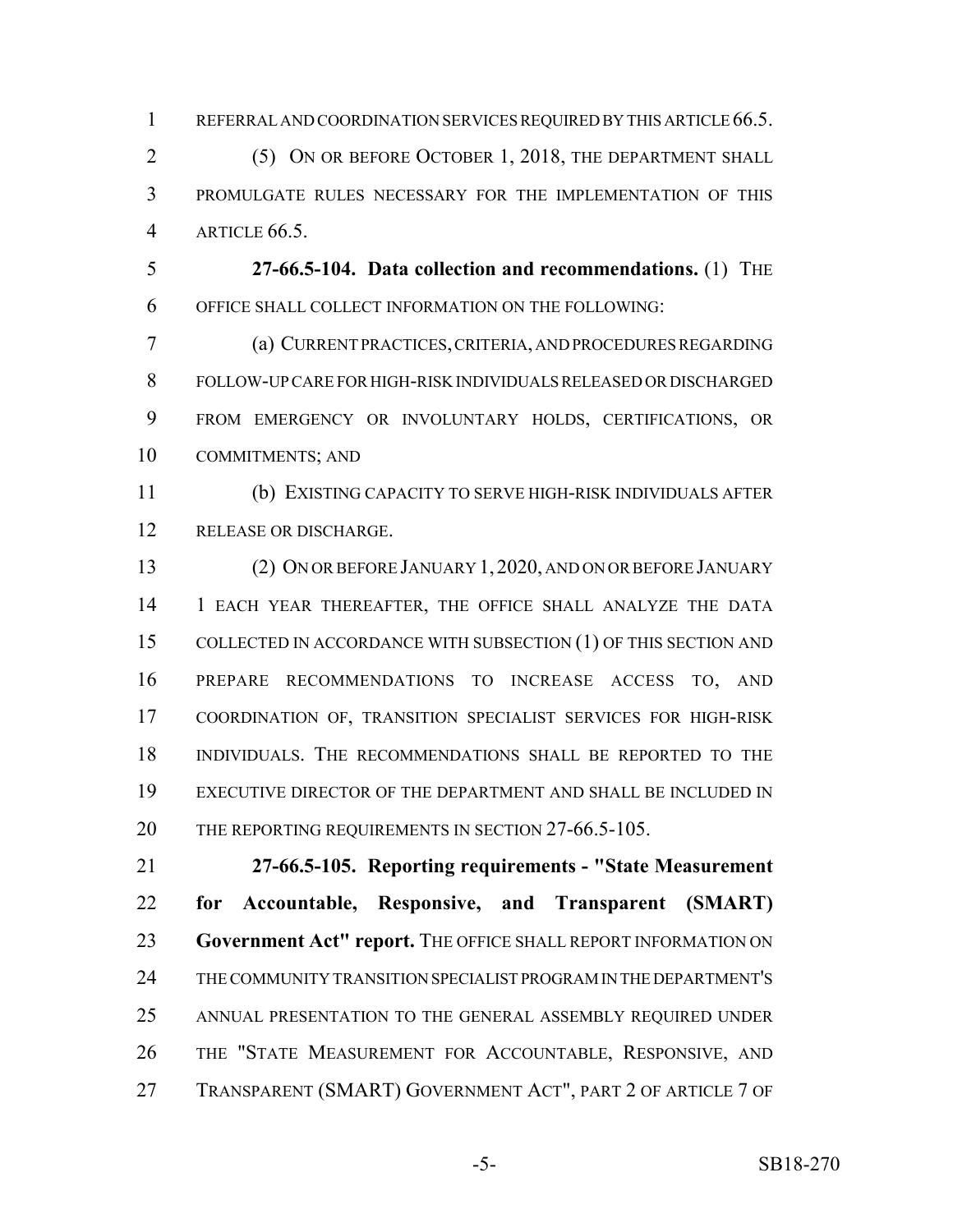REFERRAL AND COORDINATION SERVICES REQUIRED BY THIS ARTICLE 66.5.

(5) ON OR BEFORE OCTOBER 1, 2018, THE DEPARTMENT SHALL PROMULGATE RULES NECESSARY FOR THE IMPLEMENTATION OF THIS ARTICLE 66.5.

**27-66.5-104. Data collection and recommendations.** (1) THE OFFICE SHALL COLLECT INFORMATION ON THE FOLLOWING:

(a) CURRENT PRACTICES, CRITERIA, AND PROCEDURES REGARDING FOLLOW-UP CARE FOR HIGH-RISK INDIVIDUALS RELEASED OR DISCHARGED FROM EMERGENCY OR INVOLUNTARY HOLDS, CERTIFICATIONS, OR COMMITMENTS; AND

(b) EXISTING CAPACITY TO SERVE HIGH-RISK INDIVIDUALS AFTER RELEASE OR DISCHARGE.

(2) ON OR BEFORE JANUARY 1, 2020, AND ON OR BEFORE JANUARY 1 EACH YEAR THEREAFTER, THE OFFICE SHALL ANALYZE THE DATA COLLECTED IN ACCORDANCE WITH SUBSECTION (1) OF THIS SECTION AND PREPARE RECOMMENDATIONS TO INCREASE ACCESS TO, AND COORDINATION OF, TRANSITION SPECIALIST SERVICES FOR HIGH-RISK INDIVIDUALS. THE RECOMMENDATIONS SHALL BE REPORTED TO THE EXECUTIVE DIRECTOR OF THE DEPARTMENT AND SHALL BE INCLUDED IN THE REPORTING REQUIREMENTS IN SECTION 27-66.5-105.

**27-66.5-105. Reporting requirements - "State Measurement for Accountable, Responsive, and Transparent (SMART) Government Act" report.** THE OFFICE SHALL REPORT INFORMATION ON THE COMMUNITY TRANSITION SPECIALIST PROGRAM IN THE DEPARTMENT'S ANNUAL PRESENTATION TO THE GENERAL ASSEMBLY REQUIRED UNDER THE "STATE MEASUREMENT FOR ACCOUNTABLE, RESPONSIVE, AND TRANSPARENT (SMART) GOVERNMENT ACT", PART 2 OF ARTICLE 7 OF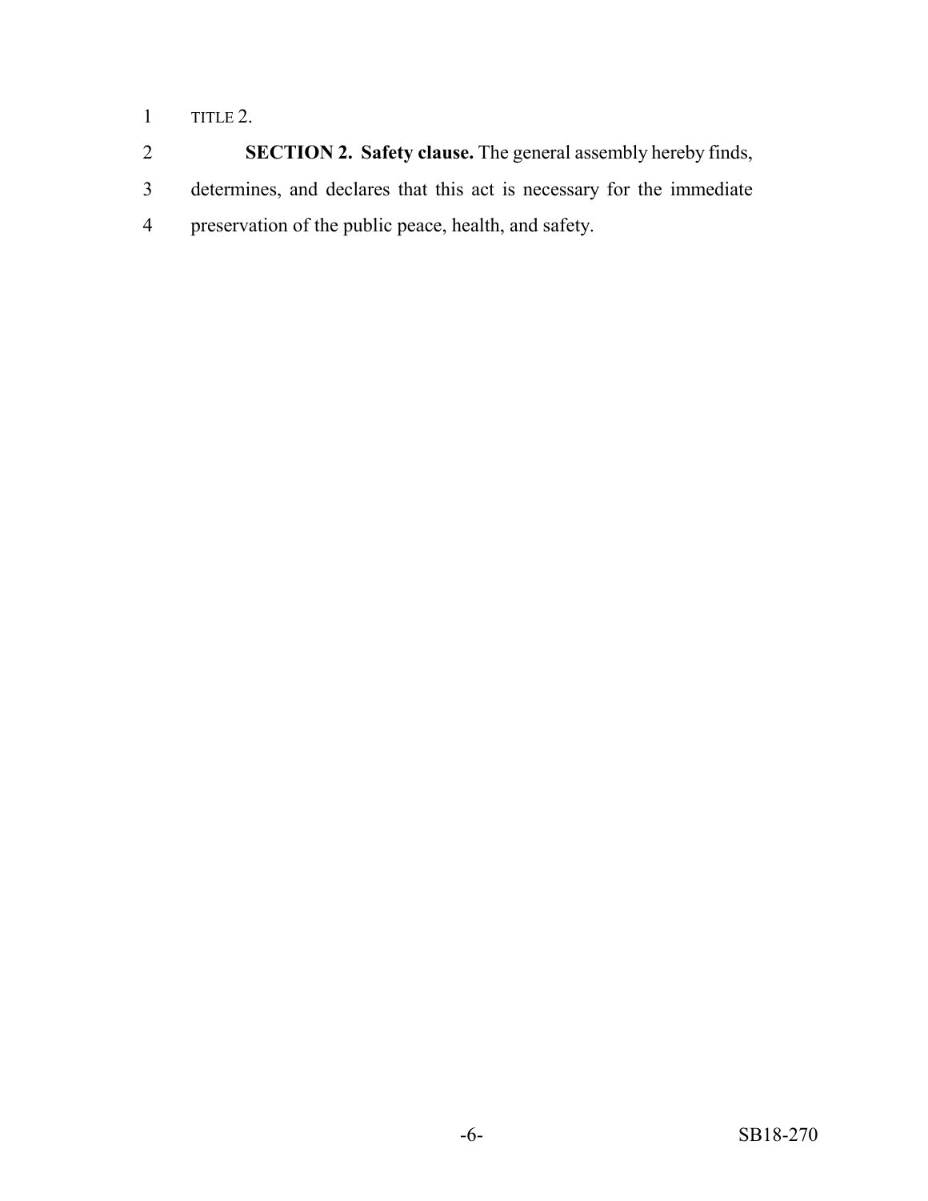TITLE 2.

**SECTION 2. Safety clause.** The general assembly hereby finds, determines, and declares that this act is necessary for the immediate preservation of the public peace, health, and safety.